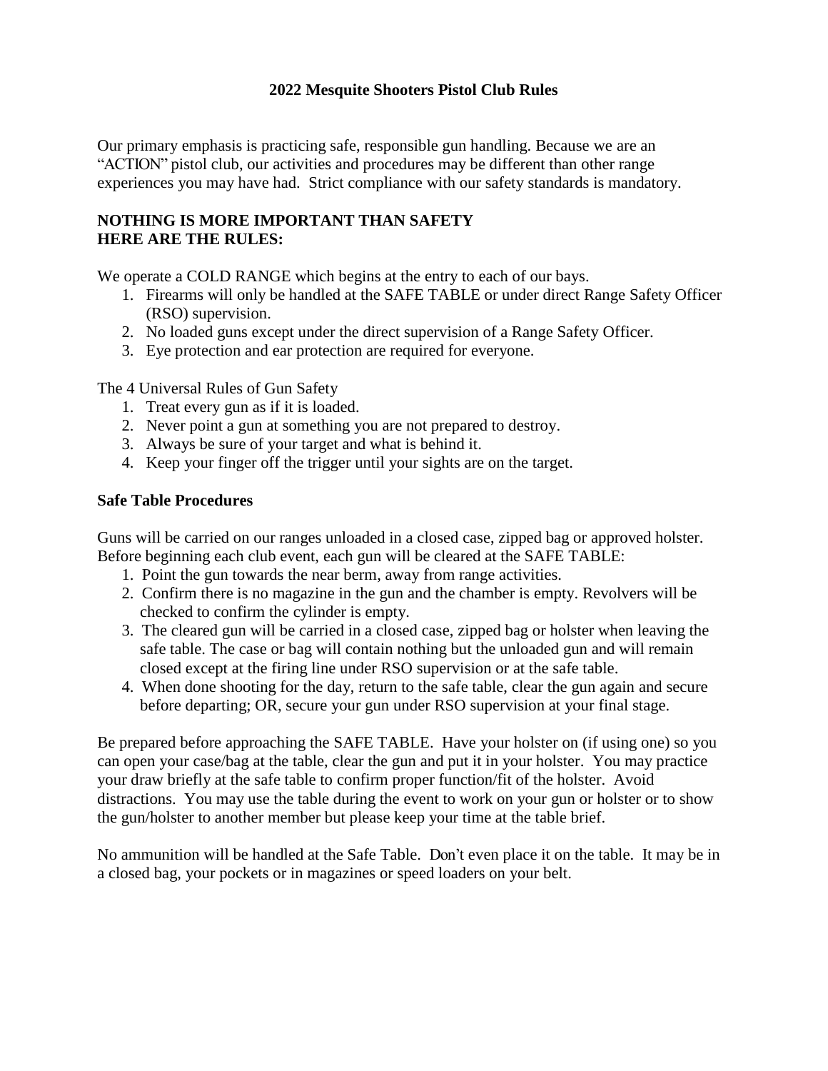# 2022 Mesquite Shooters Pistol Club Rules

Our primary emphasis is practicing safe, responsible gun handling. Because we are an "ACTION" pistol club, our activities and procedures may be different than other range experiences you may have had. Strict compliance with our safety standards is mandatory.

**NOTHING IS MORE IMPORTANT THAN SAFETY**
**HERE ARE THE RULES:**

We operate a COLD RANGE which begins at the entry to each of our bays.

1. Firearms will only be handled at the SAFE TABLE or under direct Range Safety Officer (RSO) supervision.
2. No loaded guns except under the direct supervision of a Range Safety Officer.
3. Eye protection and ear protection are required for everyone.

The 4 Universal Rules of Gun Safety

1. Treat every gun as if it is loaded.
2. Never point a gun at something you are not prepared to destroy.
3. Always be sure of your target and what is behind it.
4. Keep your finger off the trigger until your sights are on the target.

## Safe Table Procedures

Guns will be carried on our ranges unloaded in a closed case, zipped bag or approved holster. Before beginning each club event, each gun will be cleared at the SAFE TABLE:

1. Point the gun towards the near berm, away from range activities.
2. Confirm there is no magazine in the gun and the chamber is empty. Revolvers will be checked to confirm the cylinder is empty.
3. The cleared gun will be carried in a closed case, zipped bag or holster when leaving the safe table. The case or bag will contain nothing but the unloaded gun and will remain closed except at the firing line under RSO supervision or at the safe table.
4. When done shooting for the day, return to the safe table, clear the gun again and secure before departing; OR, secure your gun under RSO supervision at your final stage.

Be prepared before approaching the SAFE TABLE. Have your holster on (if using one) so you can open your case/bag at the table, clear the gun and put it in your holster. You may practice your draw briefly at the safe table to confirm proper function/fit of the holster. Avoid distractions. You may use the table during the event to work on your gun or holster or to show the gun/holster to another member but please keep your time at the table brief.

No ammunition will be handled at the Safe Table. Don't even place it on the table. It may be in a closed bag, your pockets or in magazines or speed loaders on your belt.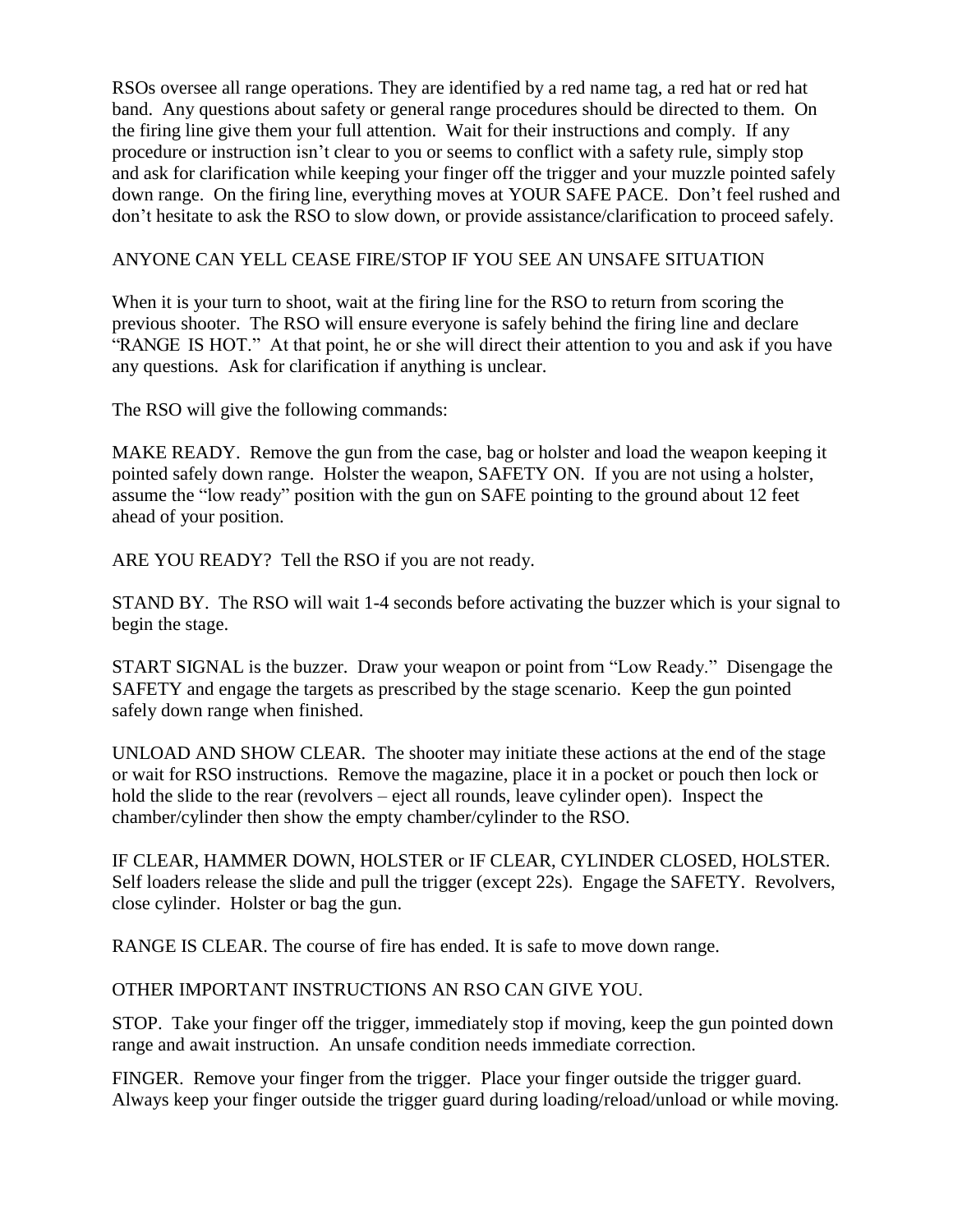RSOs oversee all range operations. They are identified by a red name tag, a red hat or red hat band. Any questions about safety or general range procedures should be directed to them. On the firing line give them your full attention. Wait for their instructions and comply. If any procedure or instruction isn't clear to you or seems to conflict with a safety rule, simply stop and ask for clarification while keeping your finger off the trigger and your muzzle pointed safely down range. On the firing line, everything moves at YOUR SAFE PACE. Don't feel rushed and don't hesitate to ask the RSO to slow down, or provide assistance/clarification to proceed safely.

ANYONE CAN YELL CEASE FIRE/STOP IF YOU SEE AN UNSAFE SITUATION

When it is your turn to shoot, wait at the firing line for the RSO to return from scoring the previous shooter. The RSO will ensure everyone is safely behind the firing line and declare "RANGE IS HOT." At that point, he or she will direct their attention to you and ask if you have any questions. Ask for clarification if anything is unclear.

The RSO will give the following commands:

MAKE READY. Remove the gun from the case, bag or holster and load the weapon keeping it pointed safely down range. Holster the weapon, SAFETY ON. If you are not using a holster, assume the "low ready" position with the gun on SAFE pointing to the ground about 12 feet ahead of your position.

ARE YOU READY? Tell the RSO if you are not ready.

STAND BY. The RSO will wait 1-4 seconds before activating the buzzer which is your signal to begin the stage.

START SIGNAL is the buzzer. Draw your weapon or point from "Low Ready." Disengage the SAFETY and engage the targets as prescribed by the stage scenario. Keep the gun pointed safely down range when finished.

UNLOAD AND SHOW CLEAR. The shooter may initiate these actions at the end of the stage or wait for RSO instructions. Remove the magazine, place it in a pocket or pouch then lock or hold the slide to the rear (revolvers – eject all rounds, leave cylinder open). Inspect the chamber/cylinder then show the empty chamber/cylinder to the RSO.

IF CLEAR, HAMMER DOWN, HOLSTER or IF CLEAR, CYLINDER CLOSED, HOLSTER. Self loaders release the slide and pull the trigger (except 22s). Engage the SAFETY. Revolvers, close cylinder. Holster or bag the gun.

RANGE IS CLEAR. The course of fire has ended. It is safe to move down range.

OTHER IMPORTANT INSTRUCTIONS AN RSO CAN GIVE YOU.

STOP. Take your finger off the trigger, immediately stop if moving, keep the gun pointed down range and await instruction. An unsafe condition needs immediate correction.

FINGER. Remove your finger from the trigger. Place your finger outside the trigger guard. Always keep your finger outside the trigger guard during loading/reload/unload or while moving.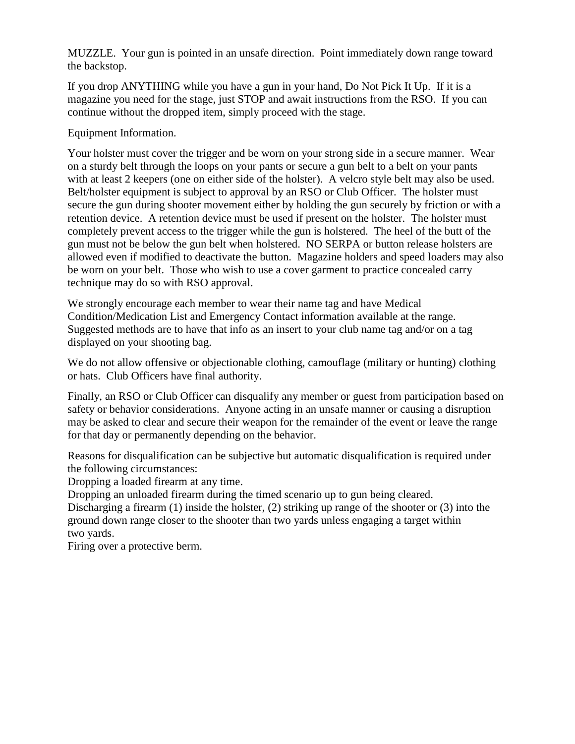MUZZLE. Your gun is pointed in an unsafe direction. Point immediately down range toward the backstop.

If you drop ANYTHING while you have a gun in your hand, Do Not Pick It Up. If it is a magazine you need for the stage, just STOP and await instructions from the RSO. If you can continue without the dropped item, simply proceed with the stage.

Equipment Information.

Your holster must cover the trigger and be worn on your strong side in a secure manner. Wear on a sturdy belt through the loops on your pants or secure a gun belt to a belt on your pants with at least 2 keepers (one on either side of the holster). A velcro style belt may also be used. Belt/holster equipment is subject to approval by an RSO or Club Officer. The holster must secure the gun during shooter movement either by holding the gun securely by friction or with a retention device. A retention device must be used if present on the holster. The holster must completely prevent access to the trigger while the gun is holstered. The heel of the butt of the gun must not be below the gun belt when holstered. NO SERPA or button release holsters are allowed even if modified to deactivate the button. Magazine holders and speed loaders may also be worn on your belt. Those who wish to use a cover garment to practice concealed carry technique may do so with RSO approval.

We strongly encourage each member to wear their name tag and have Medical Condition/Medication List and Emergency Contact information available at the range. Suggested methods are to have that info as an insert to your club name tag and/or on a tag displayed on your shooting bag.

We do not allow offensive or objectionable clothing, camouflage (military or hunting) clothing or hats. Club Officers have final authority.

Finally, an RSO or Club Officer can disqualify any member or guest from participation based on safety or behavior considerations. Anyone acting in an unsafe manner or causing a disruption may be asked to clear and secure their weapon for the remainder of the event or leave the range for that day or permanently depending on the behavior.

Reasons for disqualification can be subjective but automatic disqualification is required under the following circumstances:

Dropping a loaded firearm at any time.

Dropping an unloaded firearm during the timed scenario up to gun being cleared.

Discharging a firearm (1) inside the holster, (2) striking up range of the shooter or (3) into the ground down range closer to the shooter than two yards unless engaging a target within two yards.

Firing over a protective berm.